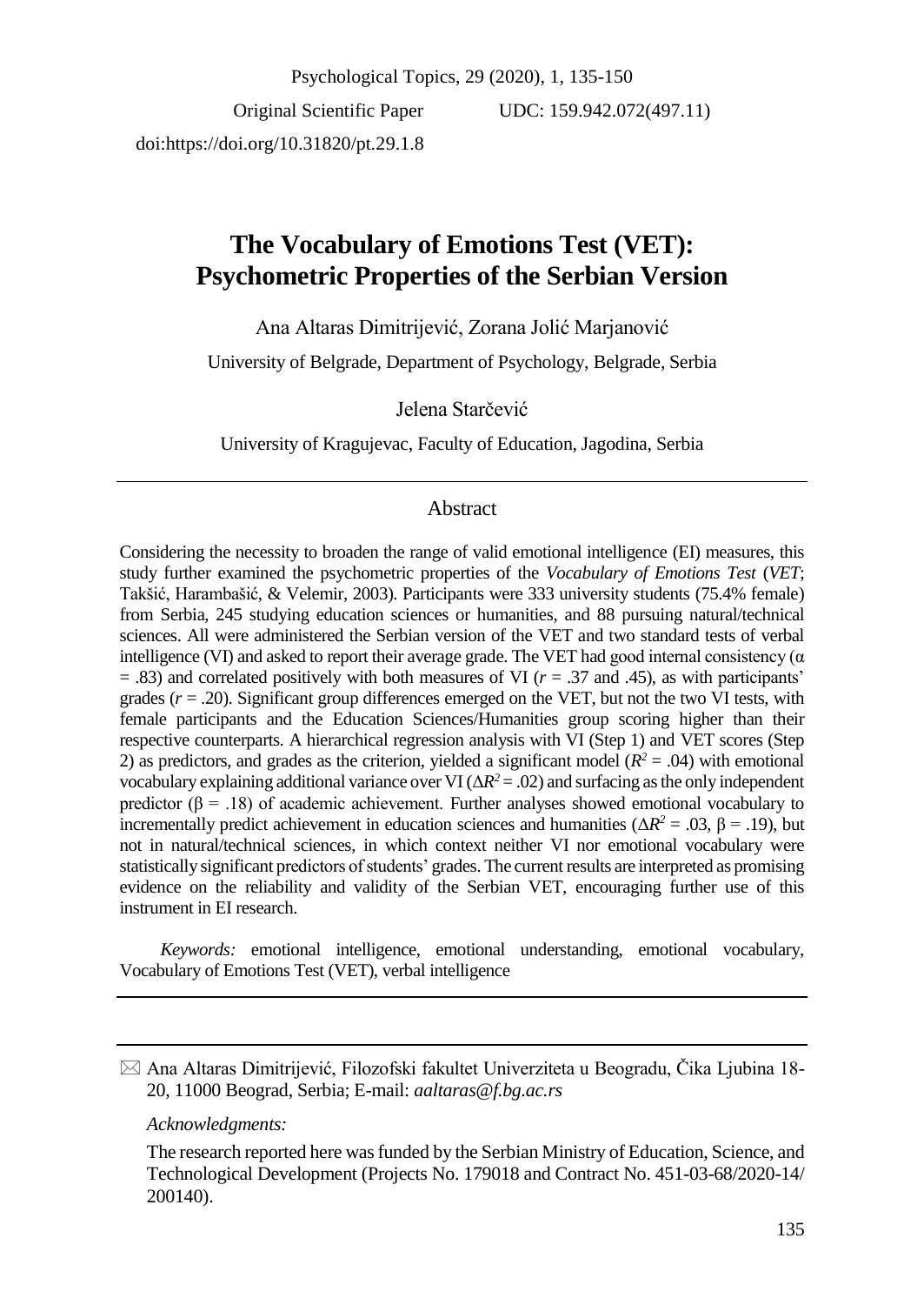Original Scientific Paper UDC: 159.942.072(497.11)

doi:https://doi.org/10.31820/pt.29.1.8

# The Vocabulary of Emotions Test (VET): Psychometric Properties of the Serbian Version

Ana Altaras Dimitrijević, Zorana Jolić Marjanović

University of Belgrade, Department of Psychology, Belgrade, Serbia

Jelena Starčević

University of Kragujevac, Faculty of Education, Jagodina, Serbia

## Abstract

Considering the necessity to broaden the range of valid emotional intelligence (EI) measures, this study further examined the psychometric properties of the *Vocabulary of Emotions Test* (*VET*; Takšić, Harambašić, & Velemir, 2003). Participants were 333 university students (75.4% female) from Serbia, 245 studying education sciences or humanities, and 88 pursuing natural/technical sciences. All were administered the Serbian version of the VET and two standard tests of verbal intelligence (VI) and asked to report their average grade. The VET had good internal consistency ($\alpha = .83$) and correlated positively with both measures of VI ($r = .37$ and $.45$), as with participants' grades ($r = .20$). Significant group differences emerged on the VET, but not the two VI tests, with female participants and the Education Sciences/Humanities group scoring higher than their respective counterparts. A hierarchical regression analysis with VI (Step 1) and VET scores (Step 2) as predictors, and grades as the criterion, yielded a significant model ($R^2 = .04$) with emotional vocabulary explaining additional variance over VI ($\Delta R^2 = .02$) and surfacing as the only independent predictor ($\beta = .18$) of academic achievement. Further analyses showed emotional vocabulary to incrementally predict achievement in education sciences and humanities ($\Delta R^2 = .03$, $\beta = .19$), but not in natural/technical sciences, in which context neither VI nor emotional vocabulary were statistically significant predictors of students' grades. The current results are interpreted as promising evidence on the reliability and validity of the Serbian VET, encouraging further use of this instrument in EI research.

*Keywords:* emotional intelligence, emotional understanding, emotional vocabulary, Vocabulary of Emotions Test (VET), verbal intelligence

---

✉ Ana Altaras Dimitrijević, Filozofski fakultet Univerziteta u Beogradu, Čika Ljubina 18-20, 11000 Beograd, Serbia; E-mail: *aaltaras@f.bg.ac.rs*

*Acknowledgments:*

The research reported here was funded by the Serbian Ministry of Education, Science, and Technological Development (Projects No. 179018 and Contract No. 451-03-68/2020-14/200140).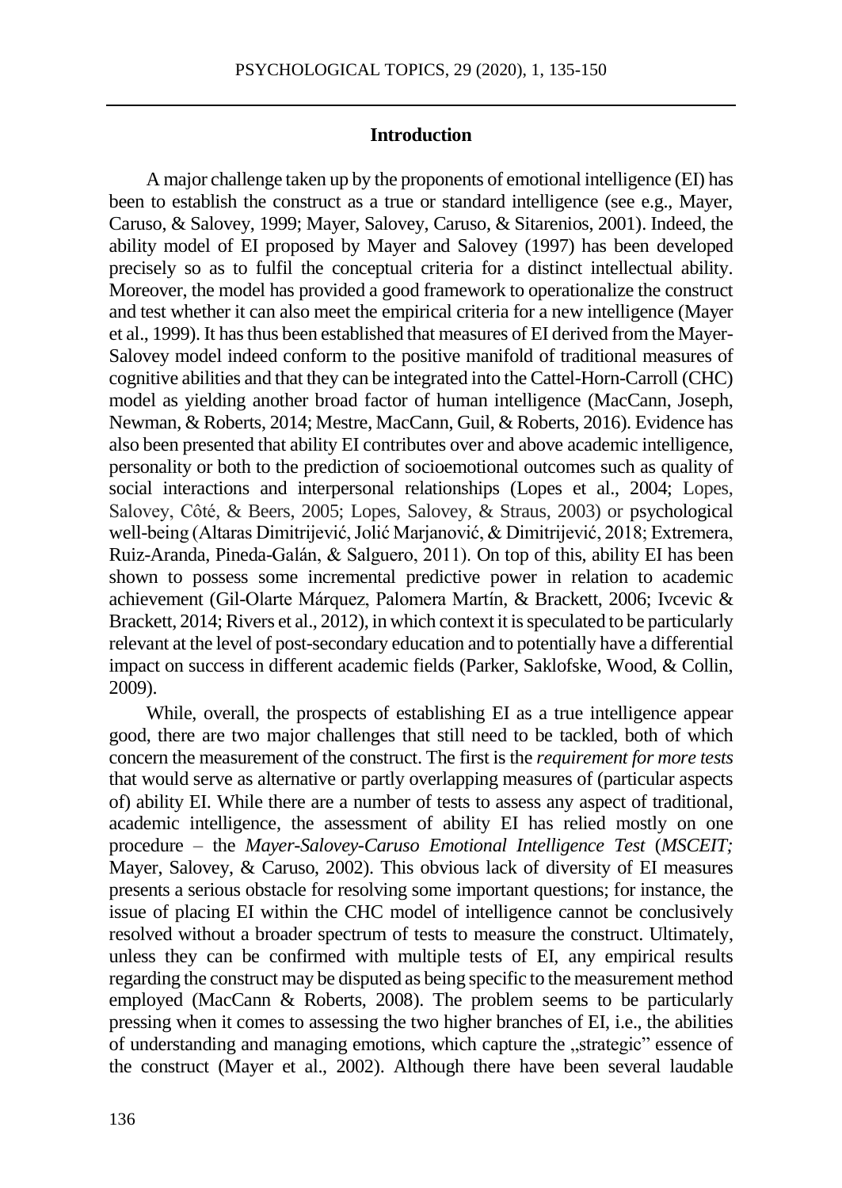## Introduction

A major challenge taken up by the proponents of emotional intelligence (EI) has been to establish the construct as a true or standard intelligence (see e.g., Mayer, Caruso, & Salovey, 1999; Mayer, Salovey, Caruso, & Sitarenios, 2001). Indeed, the ability model of EI proposed by Mayer and Salovey (1997) has been developed precisely so as to fulfil the conceptual criteria for a distinct intellectual ability. Moreover, the model has provided a good framework to operationalize the construct and test whether it can also meet the empirical criteria for a new intelligence (Mayer et al., 1999). It has thus been established that measures of EI derived from the Mayer-Salovey model indeed conform to the positive manifold of traditional measures of cognitive abilities and that they can be integrated into the Cattel-Horn-Carroll (CHC) model as yielding another broad factor of human intelligence (MacCann, Joseph, Newman, & Roberts, 2014; Mestre, MacCann, Guil, & Roberts, 2016). Evidence has also been presented that ability EI contributes over and above academic intelligence, personality or both to the prediction of socioemotional outcomes such as quality of social interactions and interpersonal relationships (Lopes et al., 2004; Lopes, Salovey, Côté, & Beers, 2005; Lopes, Salovey, & Straus, 2003) or psychological well-being (Altaras Dimitrijević, Jolić Marjanović, & Dimitrijević, 2018; Extremera, Ruiz-Aranda, Pineda-Galán, & Salguero, 2011). On top of this, ability EI has been shown to possess some incremental predictive power in relation to academic achievement (Gil-Olarte Márquez, Palomera Martín, & Brackett, 2006; Ivcevic & Brackett, 2014; Rivers et al., 2012), in which context it is speculated to be particularly relevant at the level of post-secondary education and to potentially have a differential impact on success in different academic fields (Parker, Saklofske, Wood, & Collin, 2009).

While, overall, the prospects of establishing EI as a true intelligence appear good, there are two major challenges that still need to be tackled, both of which concern the measurement of the construct. The first is the *requirement for more tests* that would serve as alternative or partly overlapping measures of (particular aspects of) ability EI. While there are a number of tests to assess any aspect of traditional, academic intelligence, the assessment of ability EI has relied mostly on one procedure – the *Mayer-Salovey-Caruso Emotional Intelligence Test* (*MSCEIT;* Mayer, Salovey, & Caruso, 2002). This obvious lack of diversity of EI measures presents a serious obstacle for resolving some important questions; for instance, the issue of placing EI within the CHC model of intelligence cannot be conclusively resolved without a broader spectrum of tests to measure the construct. Ultimately, unless they can be confirmed with multiple tests of EI, any empirical results regarding the construct may be disputed as being specific to the measurement method employed (MacCann & Roberts, 2008). The problem seems to be particularly pressing when it comes to assessing the two higher branches of EI, i.e., the abilities of understanding and managing emotions, which capture the „strategic" essence of the construct (Mayer et al., 2002). Although there have been several laudable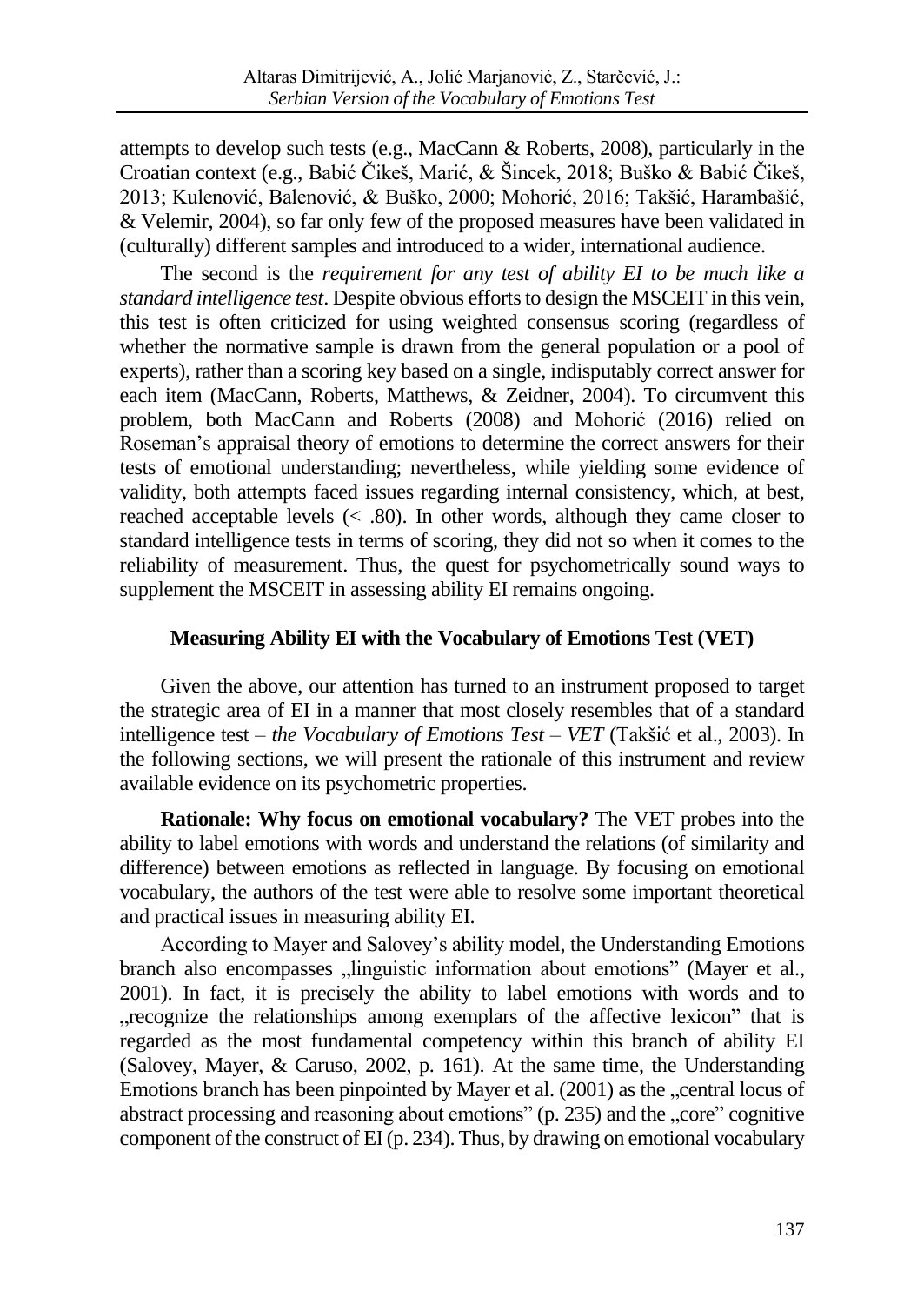attempts to develop such tests (e.g., MacCann & Roberts, 2008), particularly in the Croatian context (e.g., Babić Čikeš, Marić, & Šincek, 2018; Buško & Babić Čikeš, 2013; Kulenović, Balenović, & Buško, 2000; Mohorić, 2016; Takšić, Harambašić, & Velemir, 2004), so far only few of the proposed measures have been validated in (culturally) different samples and introduced to a wider, international audience.

The second is the *requirement for any test of ability EI to be much like a standard intelligence test*. Despite obvious efforts to design the MSCEIT in this vein, this test is often criticized for using weighted consensus scoring (regardless of whether the normative sample is drawn from the general population or a pool of experts), rather than a scoring key based on a single, indisputably correct answer for each item (MacCann, Roberts, Matthews, & Zeidner, 2004). To circumvent this problem, both MacCann and Roberts (2008) and Mohorić (2016) relied on Roseman's appraisal theory of emotions to determine the correct answers for their tests of emotional understanding; nevertheless, while yielding some evidence of validity, both attempts faced issues regarding internal consistency, which, at best, reached acceptable levels (< .80). In other words, although they came closer to standard intelligence tests in terms of scoring, they did not so when it comes to the reliability of measurement. Thus, the quest for psychometrically sound ways to supplement the MSCEIT in assessing ability EI remains ongoing.

## Measuring Ability EI with the Vocabulary of Emotions Test (VET)

Given the above, our attention has turned to an instrument proposed to target the strategic area of EI in a manner that most closely resembles that of a standard intelligence test – *the Vocabulary of Emotions Test – VET* (Takšić et al., 2003). In the following sections, we will present the rationale of this instrument and review available evidence on its psychometric properties.

**Rationale: Why focus on emotional vocabulary?** The VET probes into the ability to label emotions with words and understand the relations (of similarity and difference) between emotions as reflected in language. By focusing on emotional vocabulary, the authors of the test were able to resolve some important theoretical and practical issues in measuring ability EI.

According to Mayer and Salovey's ability model, the Understanding Emotions branch also encompasses „linguistic information about emotions" (Mayer et al., 2001). In fact, it is precisely the ability to label emotions with words and to „recognize the relationships among exemplars of the affective lexicon" that is regarded as the most fundamental competency within this branch of ability EI (Salovey, Mayer, & Caruso, 2002, p. 161). At the same time, the Understanding Emotions branch has been pinpointed by Mayer et al. (2001) as the „central locus of abstract processing and reasoning about emotions" (p. 235) and the „core" cognitive component of the construct of EI (p. 234). Thus, by drawing on emotional vocabulary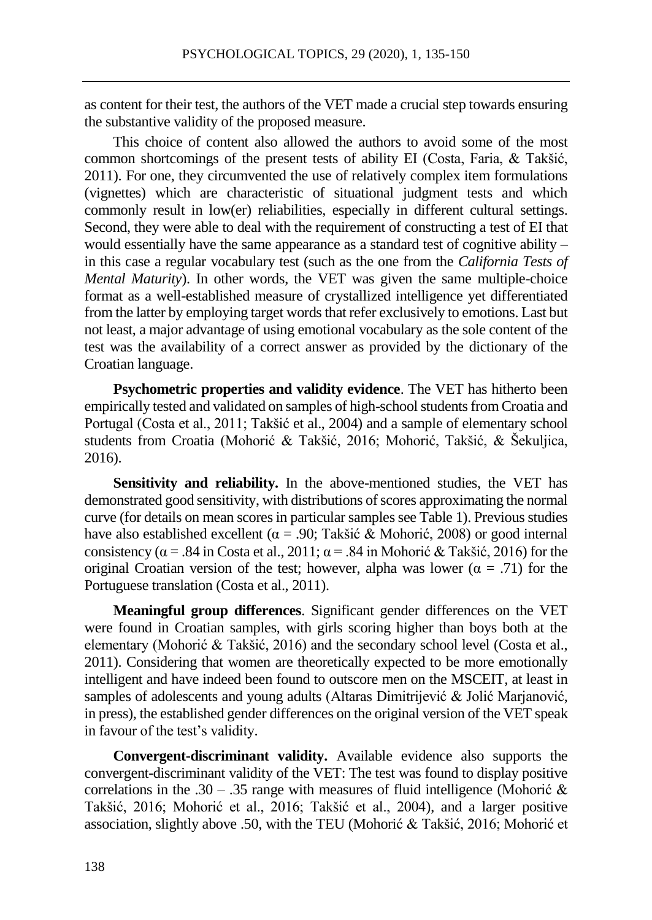as content for their test, the authors of the VET made a crucial step towards ensuring the substantive validity of the proposed measure.

This choice of content also allowed the authors to avoid some of the most common shortcomings of the present tests of ability EI (Costa, Faria, & Takšić, 2011). For one, they circumvented the use of relatively complex item formulations (vignettes) which are characteristic of situational judgment tests and which commonly result in low(er) reliabilities, especially in different cultural settings. Second, they were able to deal with the requirement of constructing a test of EI that would essentially have the same appearance as a standard test of cognitive ability – in this case a regular vocabulary test (such as the one from the *California Tests of Mental Maturity*). In other words, the VET was given the same multiple-choice format as a well-established measure of crystallized intelligence yet differentiated from the latter by employing target words that refer exclusively to emotions. Last but not least, a major advantage of using emotional vocabulary as the sole content of the test was the availability of a correct answer as provided by the dictionary of the Croatian language.

**Psychometric properties and validity evidence**. The VET has hitherto been empirically tested and validated on samples of high-school students from Croatia and Portugal (Costa et al., 2011; Takšić et al., 2004) and a sample of elementary school students from Croatia (Mohorić & Takšić, 2016; Mohorić, Takšić, & Šekuljica, 2016).

**Sensitivity and reliability.** In the above-mentioned studies, the VET has demonstrated good sensitivity, with distributions of scores approximating the normal curve (for details on mean scores in particular samples see Table 1). Previous studies have also established excellent ($\alpha$ = .90; Takšić & Mohorić, 2008) or good internal consistency ($\alpha$ = .84 in Costa et al., 2011; $\alpha$ = .84 in Mohorić & Takšić, 2016) for the original Croatian version of the test; however, alpha was lower ($\alpha$ = .71) for the Portuguese translation (Costa et al., 2011).

**Meaningful group differences**. Significant gender differences on the VET were found in Croatian samples, with girls scoring higher than boys both at the elementary (Mohorić & Takšić, 2016) and the secondary school level (Costa et al., 2011). Considering that women are theoretically expected to be more emotionally intelligent and have indeed been found to outscore men on the MSCEIT, at least in samples of adolescents and young adults (Altaras Dimitrijević & Jolić Marjanović, in press), the established gender differences on the original version of the VET speak in favour of the test's validity.

**Convergent-discriminant validity.** Available evidence also supports the convergent-discriminant validity of the VET: The test was found to display positive correlations in the .30 – .35 range with measures of fluid intelligence (Mohorić & Takšić, 2016; Mohorić et al., 2016; Takšić et al., 2004), and a larger positive association, slightly above .50, with the TEU (Mohorić & Takšić, 2016; Mohorić et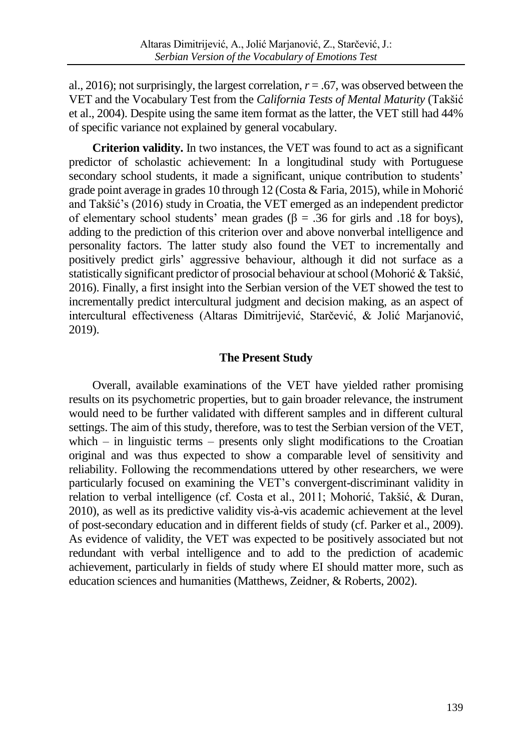al., 2016); not surprisingly, the largest correlation, $r = .67$, was observed between the VET and the Vocabulary Test from the *California Tests of Mental Maturity* (Takšić et al., 2004). Despite using the same item format as the latter, the VET still had 44% of specific variance not explained by general vocabulary.

**Criterion validity.** In two instances, the VET was found to act as a significant predictor of scholastic achievement: In a longitudinal study with Portuguese secondary school students, it made a significant, unique contribution to students' grade point average in grades 10 through 12 (Costa & Faria, 2015), while in Mohorić and Takšić's (2016) study in Croatia, the VET emerged as an independent predictor of elementary school students' mean grades ($\beta = .36$ for girls and .18 for boys), adding to the prediction of this criterion over and above nonverbal intelligence and personality factors. The latter study also found the VET to incrementally and positively predict girls' aggressive behaviour, although it did not surface as a statistically significant predictor of prosocial behaviour at school (Mohorić & Takšić, 2016). Finally, a first insight into the Serbian version of the VET showed the test to incrementally predict intercultural judgment and decision making, as an aspect of intercultural effectiveness (Altaras Dimitrijević, Starčević, & Jolić Marjanović, 2019).

## The Present Study

Overall, available examinations of the VET have yielded rather promising results on its psychometric properties, but to gain broader relevance, the instrument would need to be further validated with different samples and in different cultural settings. The aim of this study, therefore, was to test the Serbian version of the VET, which – in linguistic terms – presents only slight modifications to the Croatian original and was thus expected to show a comparable level of sensitivity and reliability. Following the recommendations uttered by other researchers, we were particularly focused on examining the VET's convergent-discriminant validity in relation to verbal intelligence (cf. Costa et al., 2011; Mohorić, Takšić, & Duran, 2010), as well as its predictive validity vis-à-vis academic achievement at the level of post-secondary education and in different fields of study (cf. Parker et al., 2009). As evidence of validity, the VET was expected to be positively associated but not redundant with verbal intelligence and to add to the prediction of academic achievement, particularly in fields of study where EI should matter more, such as education sciences and humanities (Matthews, Zeidner, & Roberts, 2002).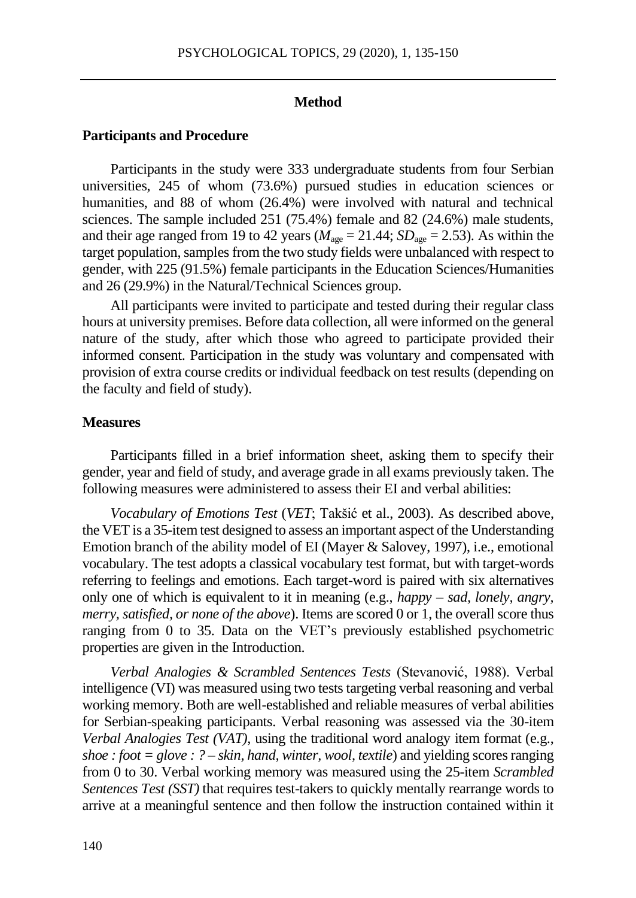## Method

### Participants and Procedure

Participants in the study were 333 undergraduate students from four Serbian universities, 245 of whom (73.6%) pursued studies in education sciences or humanities, and 88 of whom (26.4%) were involved with natural and technical sciences. The sample included 251 (75.4%) female and 82 (24.6%) male students, and their age ranged from 19 to 42 years ($M_{age}$ = 21.44; $SD_{age}$ = 2.53). As within the target population, samples from the two study fields were unbalanced with respect to gender, with 225 (91.5%) female participants in the Education Sciences/Humanities and 26 (29.9%) in the Natural/Technical Sciences group.

All participants were invited to participate and tested during their regular class hours at university premises. Before data collection, all were informed on the general nature of the study, after which those who agreed to participate provided their informed consent. Participation in the study was voluntary and compensated with provision of extra course credits or individual feedback on test results (depending on the faculty and field of study).

### Measures

Participants filled in a brief information sheet, asking them to specify their gender, year and field of study, and average grade in all exams previously taken. The following measures were administered to assess their EI and verbal abilities:

*Vocabulary of Emotions Test* (*VET*; Takšić et al., 2003). As described above, the VET is a 35-item test designed to assess an important aspect of the Understanding Emotion branch of the ability model of EI (Mayer & Salovey, 1997), i.e., emotional vocabulary. The test adopts a classical vocabulary test format, but with target-words referring to feelings and emotions. Each target-word is paired with six alternatives only one of which is equivalent to it in meaning (e.g., *happy – sad, lonely, angry, merry, satisfied, or none of the above*). Items are scored 0 or 1, the overall score thus ranging from 0 to 35. Data on the VET's previously established psychometric properties are given in the Introduction.

*Verbal Analogies & Scrambled Sentences Tests* (Stevanović, 1988). Verbal intelligence (VI) was measured using two tests targeting verbal reasoning and verbal working memory. Both are well-established and reliable measures of verbal abilities for Serbian-speaking participants. Verbal reasoning was assessed via the 30-item *Verbal Analogies Test (VAT)*, using the traditional word analogy item format (e.g., *shoe : foot = glove : ? – skin, hand, winter, wool, textile*) and yielding scores ranging from 0 to 30. Verbal working memory was measured using the 25-item *Scrambled Sentences Test (SST)* that requires test-takers to quickly mentally rearrange words to arrive at a meaningful sentence and then follow the instruction contained within it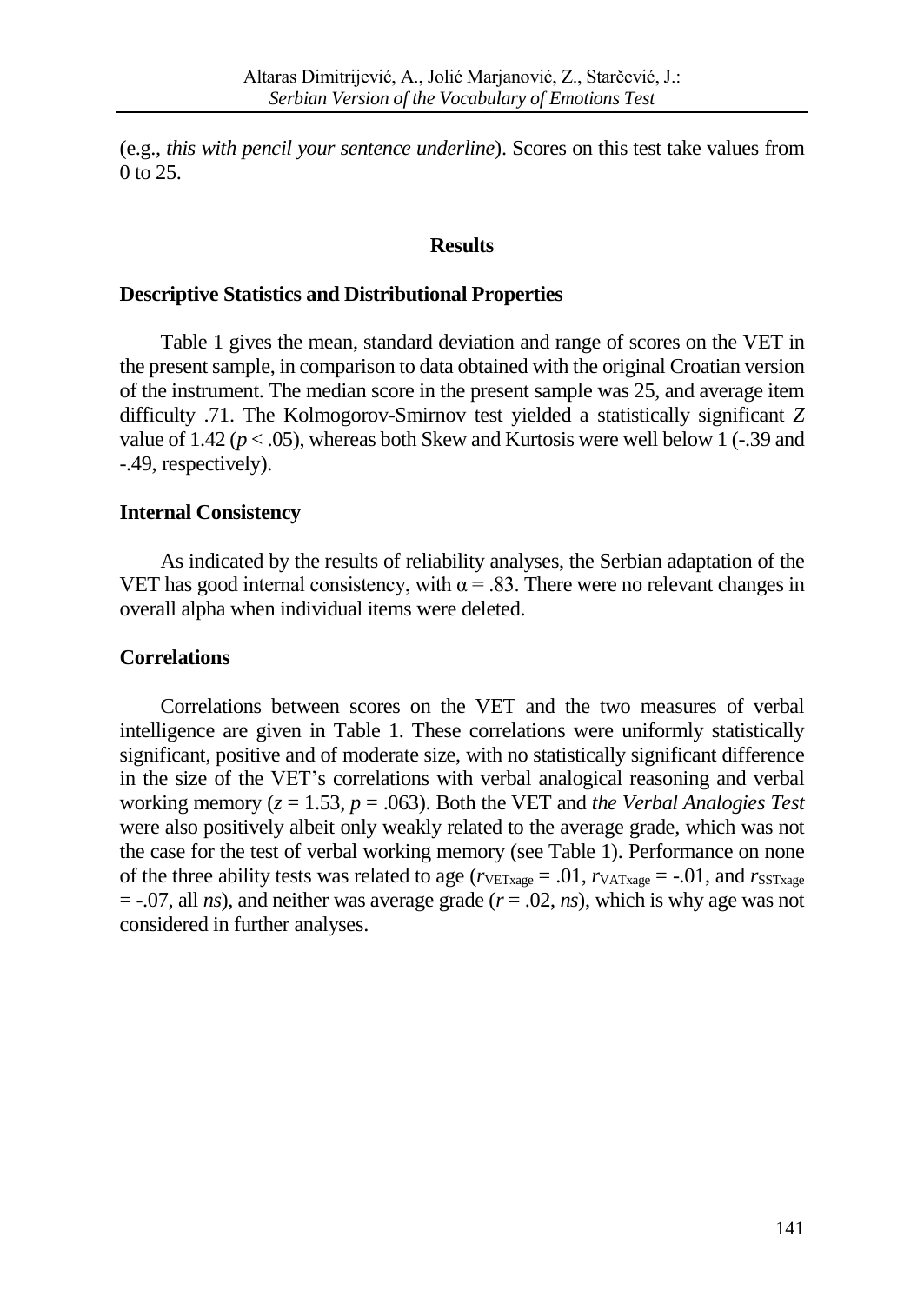(e.g., *this with pencil your sentence underline*). Scores on this test take values from 0 to 25.

# Results

## Descriptive Statistics and Distributional Properties

Table 1 gives the mean, standard deviation and range of scores on the VET in the present sample, in comparison to data obtained with the original Croatian version of the instrument. The median score in the present sample was 25, and average item difficulty .71. The Kolmogorov-Smirnov test yielded a statistically significant $Z$ value of 1.42 ($p < .05$), whereas both Skew and Kurtosis were well below 1 (-.39 and -.49, respectively).

## Internal Consistency

As indicated by the results of reliability analyses, the Serbian adaptation of the VET has good internal consistency, with $\alpha = .83$. There were no relevant changes in overall alpha when individual items were deleted.

## Correlations

Correlations between scores on the VET and the two measures of verbal intelligence are given in Table 1. These correlations were uniformly statistically significant, positive and of moderate size, with no statistically significant difference in the size of the VET's correlations with verbal analogical reasoning and verbal working memory ($z = 1.53$, $p = .063$). Both the VET and *the Verbal Analogies Test* were also positively albeit only weakly related to the average grade, which was not the case for the test of verbal working memory (see Table 1). Performance on none of the three ability tests was related to age ($r_{VETxage} = .01$, $r_{VATxage} = -.01$, and $r_{SSTxage} = -.07$, all *ns*), and neither was average grade ($r = .02$, *ns*), which is why age was not considered in further analyses.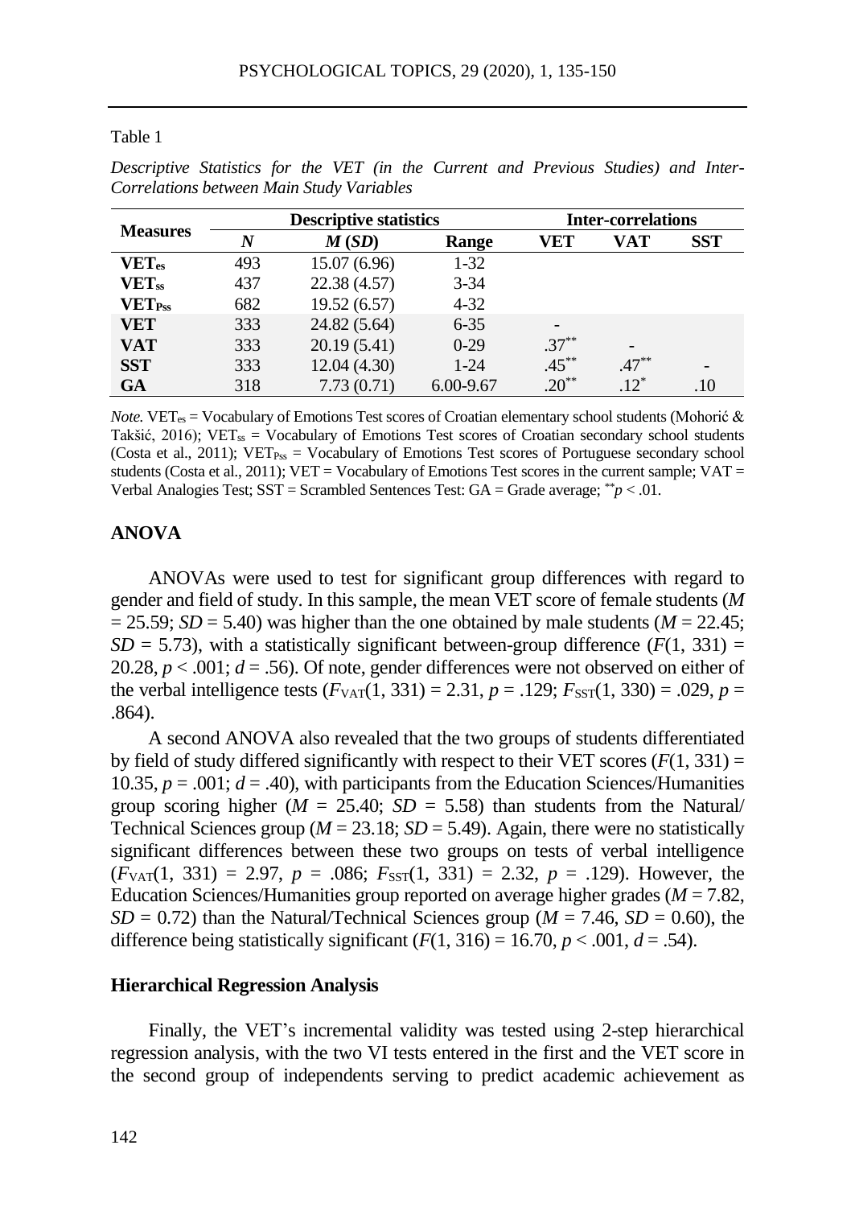Table 1

*Descriptive Statistics for the VET (in the Current and Previous Studies) and Inter-Correlations between Main Study Variables*

| Measures | Descriptive statistics | | | Inter-correlations | | |
|---|---|---|---|---|---|---|
| | *N* | *M* (*SD*) | Range | VET | VAT | SST |
| **$VET_{es}$** | 493 | 15.07 (6.96) | 1-32 | | | |
| **$VET_{ss}$** | 437 | 22.38 (4.57) | 3-34 | | | |
| **$VET_{Pss}$** | 682 | 19.52 (6.57) | 4-32 | | | |
| **VET** | 333 | 24.82 (5.64) | 6-35 | - | | |
| **VAT** | 333 | 20.19 (5.41) | 0-29 | $.37^{**}$ | - | |
| **SST** | 333 | 12.04 (4.30) | 1-24 | $.45^{**}$ | $.47^{**}$ | - |
| **GA** | 318 | 7.73 (0.71) | 6.00-9.67 | $.20^{**}$ | $.12^{*}$ | .10 |

*Note.* $VET_{es}$ = Vocabulary of Emotions Test scores of Croatian elementary school students (Mohorić & Takšić, 2016); $VET_{ss}$ = Vocabulary of Emotions Test scores of Croatian secondary school students (Costa et al., 2011); $VET_{Pss}$ = Vocabulary of Emotions Test scores of Portuguese secondary school students (Costa et al., 2011); VET = Vocabulary of Emotions Test scores in the current sample; VAT = Verbal Analogies Test; SST = Scrambled Sentences Test: GA = Grade average; $^{**}p < .01$.

## ANOVA

ANOVAs were used to test for significant group differences with regard to gender and field of study. In this sample, the mean VET score of female students ($M = 25.59$; $SD = 5.40$) was higher than the one obtained by male students ($M = 22.45$; $SD = 5.73$), with a statistically significant between-group difference ($F(1, 331) = 20.28$, $p < .001$; $d = .56$). Of note, gender differences were not observed on either of the verbal intelligence tests ($F_{VAT}(1, 331) = 2.31$, $p = .129$; $F_{SST}(1, 330) = .029$, $p = .864$).

A second ANOVA also revealed that the two groups of students differentiated by field of study differed significantly with respect to their VET scores ($F(1, 331) = 10.35$, $p = .001$; $d = .40$), with participants from the Education Sciences/Humanities group scoring higher ($M = 25.40$; $SD = 5.58$) than students from the Natural/ Technical Sciences group ($M = 23.18$; $SD = 5.49$). Again, there were no statistically significant differences between these two groups on tests of verbal intelligence ($F_{VAT}(1, 331) = 2.97$, $p = .086$; $F_{SST}(1, 331) = 2.32$, $p = .129$). However, the Education Sciences/Humanities group reported on average higher grades ($M = 7.82$, $SD = 0.72$) than the Natural/Technical Sciences group ($M = 7.46$, $SD = 0.60$), the difference being statistically significant ($F(1, 316) = 16.70$, $p < .001$, $d = .54$).

### Hierarchical Regression Analysis

Finally, the VET's incremental validity was tested using 2-step hierarchical regression analysis, with the two VI tests entered in the first and the VET score in the second group of independents serving to predict academic achievement as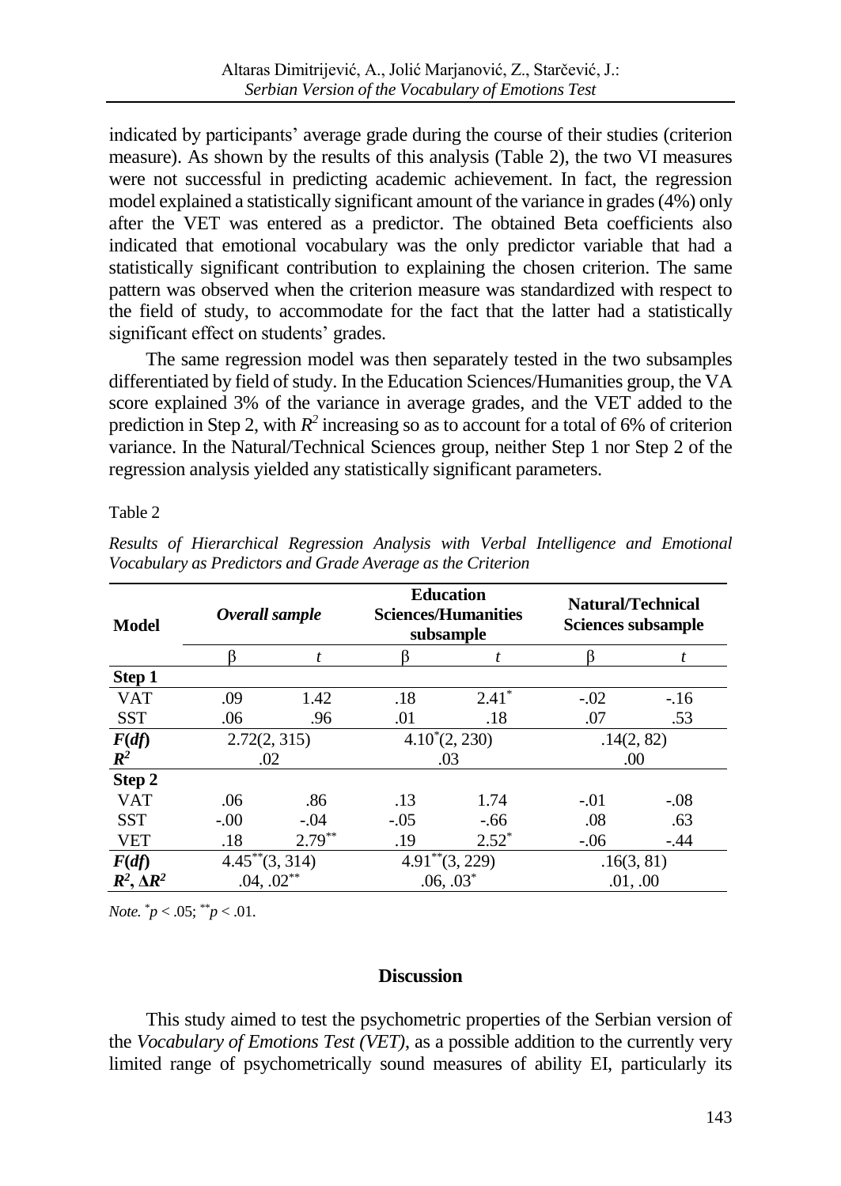indicated by participants' average grade during the course of their studies (criterion measure). As shown by the results of this analysis (Table 2), the two VI measures were not successful in predicting academic achievement. In fact, the regression model explained a statistically significant amount of the variance in grades (4%) only after the VET was entered as a predictor. The obtained Beta coefficients also indicated that emotional vocabulary was the only predictor variable that had a statistically significant contribution to explaining the chosen criterion. The same pattern was observed when the criterion measure was standardized with respect to the field of study, to accommodate for the fact that the latter had a statistically significant effect on students' grades.

The same regression model was then separately tested in the two subsamples differentiated by field of study. In the Education Sciences/Humanities group, the VA score explained 3% of the variance in average grades, and the VET added to the prediction in Step 2, with $R^2$ increasing so as to account for a total of 6% of criterion variance. In the Natural/Technical Sciences group, neither Step 1 nor Step 2 of the regression analysis yielded any statistically significant parameters.

Table 2

*Results of Hierarchical Regression Analysis with Verbal Intelligence and Emotional Vocabulary as Predictors and Grade Average as the Criterion*

| **Model** | ***Overall sample*** | | **Education Sciences/Humanities subsample** | | **Natural/Technical Sciences subsample** | |
|---|---|---|---|---|---|---|
| | β | *t* | β | *t* | β | *t* |
| **Step 1** | | | | | | |
| VAT | .09 | 1.42 | .18 | $2.41^{*}$ | -.02 | -.16 |
| SST | .06 | .96 | .01 | .18 | .07 | .53 |
| ***F*(*df*)** | 2.72(2, 315) | | $4.10^{*}$(2, 230) | | .14(2, 82) | |
| $R^2$ | .02 | | .03 | | .00 | |
| **Step 2** | | | | | | |
| VAT | .06 | .86 | .13 | 1.74 | -.01 | -.08 |
| SST | -.00 | -.04 | -.05 | -.66 | .08 | .63 |
| VET | .18 | $2.79^{**}$ | .19 | $2.52^{*}$ | -.06 | -.44 |
| ***F*(*df*)** | $4.45^{**}$(3, 314) | | $4.91^{**}$(3, 229) | | .16(3, 81) | |
| $R^2$, $\Delta R^2$ | .04, $.02^{**}$ | | .06, $.03^{*}$ | | .01, .00 | |

*Note.* $^{*}p < .05$; $^{**}p < .01$.

## Discussion

This study aimed to test the psychometric properties of the Serbian version of the *Vocabulary of Emotions Test (VET)*, as a possible addition to the currently very limited range of psychometrically sound measures of ability EI, particularly its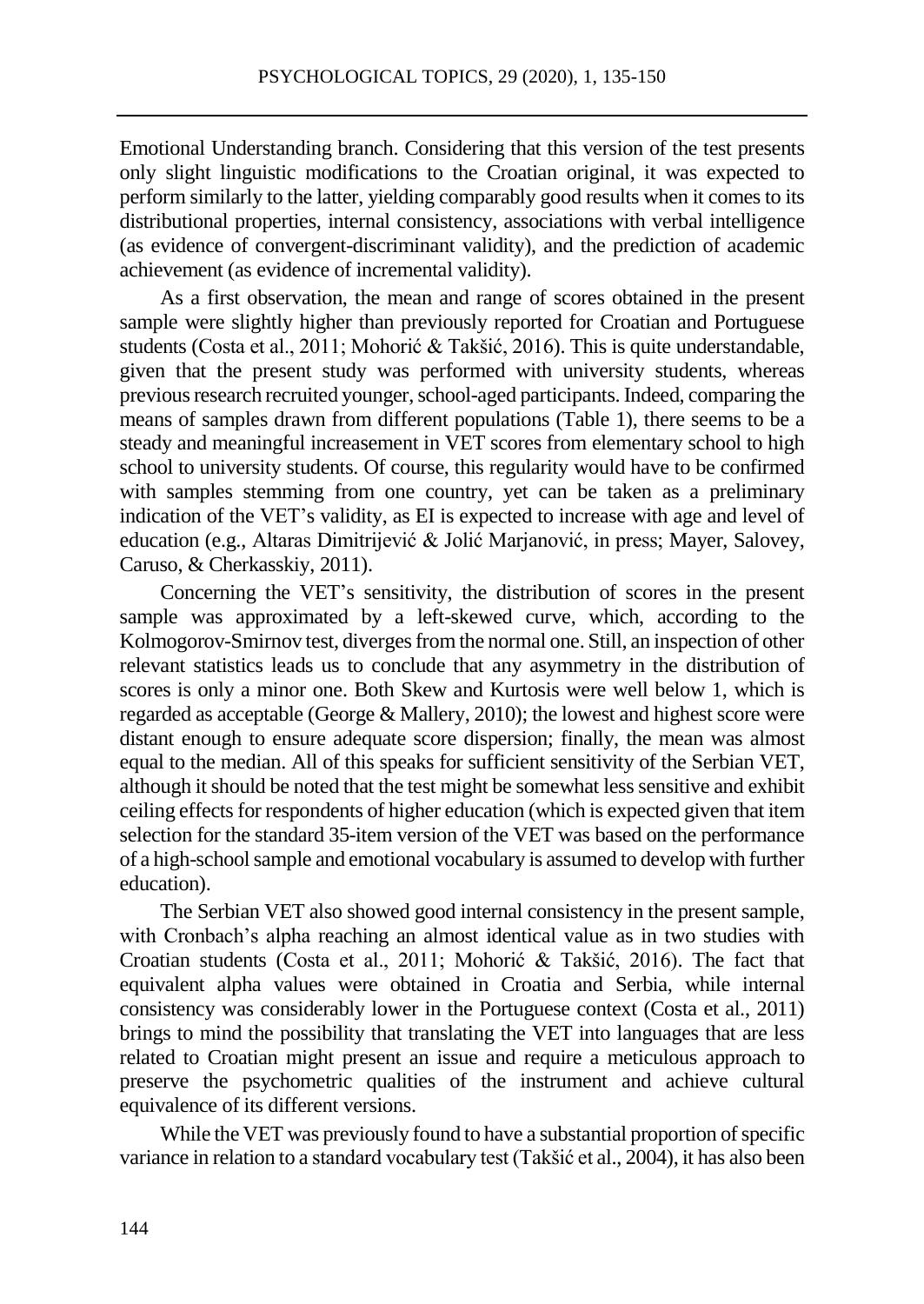Emotional Understanding branch. Considering that this version of the test presents only slight linguistic modifications to the Croatian original, it was expected to perform similarly to the latter, yielding comparably good results when it comes to its distributional properties, internal consistency, associations with verbal intelligence (as evidence of convergent-discriminant validity), and the prediction of academic achievement (as evidence of incremental validity).

As a first observation, the mean and range of scores obtained in the present sample were slightly higher than previously reported for Croatian and Portuguese students (Costa et al., 2011; Mohorić & Takšić, 2016). This is quite understandable, given that the present study was performed with university students, whereas previous research recruited younger, school-aged participants. Indeed, comparing the means of samples drawn from different populations (Table 1), there seems to be a steady and meaningful increasement in VET scores from elementary school to high school to university students. Of course, this regularity would have to be confirmed with samples stemming from one country, yet can be taken as a preliminary indication of the VET's validity, as EI is expected to increase with age and level of education (e.g., Altaras Dimitrijević & Jolić Marjanović, in press; Mayer, Salovey, Caruso, & Cherkasskiy, 2011).

Concerning the VET's sensitivity, the distribution of scores in the present sample was approximated by a left-skewed curve, which, according to the Kolmogorov-Smirnov test, diverges from the normal one. Still, an inspection of other relevant statistics leads us to conclude that any asymmetry in the distribution of scores is only a minor one. Both Skew and Kurtosis were well below 1, which is regarded as acceptable (George & Mallery, 2010); the lowest and highest score were distant enough to ensure adequate score dispersion; finally, the mean was almost equal to the median. All of this speaks for sufficient sensitivity of the Serbian VET, although it should be noted that the test might be somewhat less sensitive and exhibit ceiling effects for respondents of higher education (which is expected given that item selection for the standard 35-item version of the VET was based on the performance of a high-school sample and emotional vocabulary is assumed to develop with further education).

The Serbian VET also showed good internal consistency in the present sample, with Cronbach's alpha reaching an almost identical value as in two studies with Croatian students (Costa et al., 2011; Mohorić & Takšić, 2016). The fact that equivalent alpha values were obtained in Croatia and Serbia, while internal consistency was considerably lower in the Portuguese context (Costa et al., 2011) brings to mind the possibility that translating the VET into languages that are less related to Croatian might present an issue and require a meticulous approach to preserve the psychometric qualities of the instrument and achieve cultural equivalence of its different versions.

While the VET was previously found to have a substantial proportion of specific variance in relation to a standard vocabulary test (Takšić et al., 2004), it has also been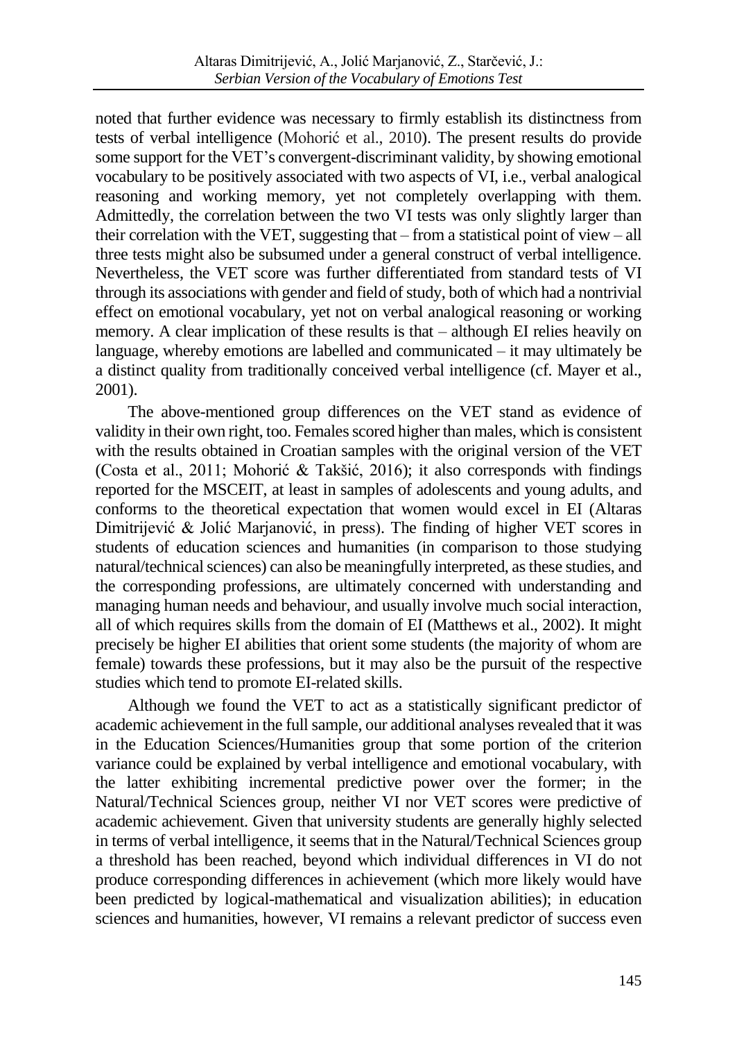noted that further evidence was necessary to firmly establish its distinctness from tests of verbal intelligence (Mohorić et al., 2010). The present results do provide some support for the VET's convergent-discriminant validity, by showing emotional vocabulary to be positively associated with two aspects of VI, i.e., verbal analogical reasoning and working memory, yet not completely overlapping with them. Admittedly, the correlation between the two VI tests was only slightly larger than their correlation with the VET, suggesting that – from a statistical point of view – all three tests might also be subsumed under a general construct of verbal intelligence. Nevertheless, the VET score was further differentiated from standard tests of VI through its associations with gender and field of study, both of which had a nontrivial effect on emotional vocabulary, yet not on verbal analogical reasoning or working memory. A clear implication of these results is that – although EI relies heavily on language, whereby emotions are labelled and communicated – it may ultimately be a distinct quality from traditionally conceived verbal intelligence (cf. Mayer et al., 2001).

The above-mentioned group differences on the VET stand as evidence of validity in their own right, too. Females scored higher than males, which is consistent with the results obtained in Croatian samples with the original version of the VET (Costa et al., 2011; Mohorić & Takšić, 2016); it also corresponds with findings reported for the MSCEIT, at least in samples of adolescents and young adults, and conforms to the theoretical expectation that women would excel in EI (Altaras Dimitrijević & Jolić Marjanović, in press). The finding of higher VET scores in students of education sciences and humanities (in comparison to those studying natural/technical sciences) can also be meaningfully interpreted, as these studies, and the corresponding professions, are ultimately concerned with understanding and managing human needs and behaviour, and usually involve much social interaction, all of which requires skills from the domain of EI (Matthews et al., 2002). It might precisely be higher EI abilities that orient some students (the majority of whom are female) towards these professions, but it may also be the pursuit of the respective studies which tend to promote EI-related skills.

Although we found the VET to act as a statistically significant predictor of academic achievement in the full sample, our additional analyses revealed that it was in the Education Sciences/Humanities group that some portion of the criterion variance could be explained by verbal intelligence and emotional vocabulary, with the latter exhibiting incremental predictive power over the former; in the Natural/Technical Sciences group, neither VI nor VET scores were predictive of academic achievement. Given that university students are generally highly selected in terms of verbal intelligence, it seems that in the Natural/Technical Sciences group a threshold has been reached, beyond which individual differences in VI do not produce corresponding differences in achievement (which more likely would have been predicted by logical-mathematical and visualization abilities); in education sciences and humanities, however, VI remains a relevant predictor of success even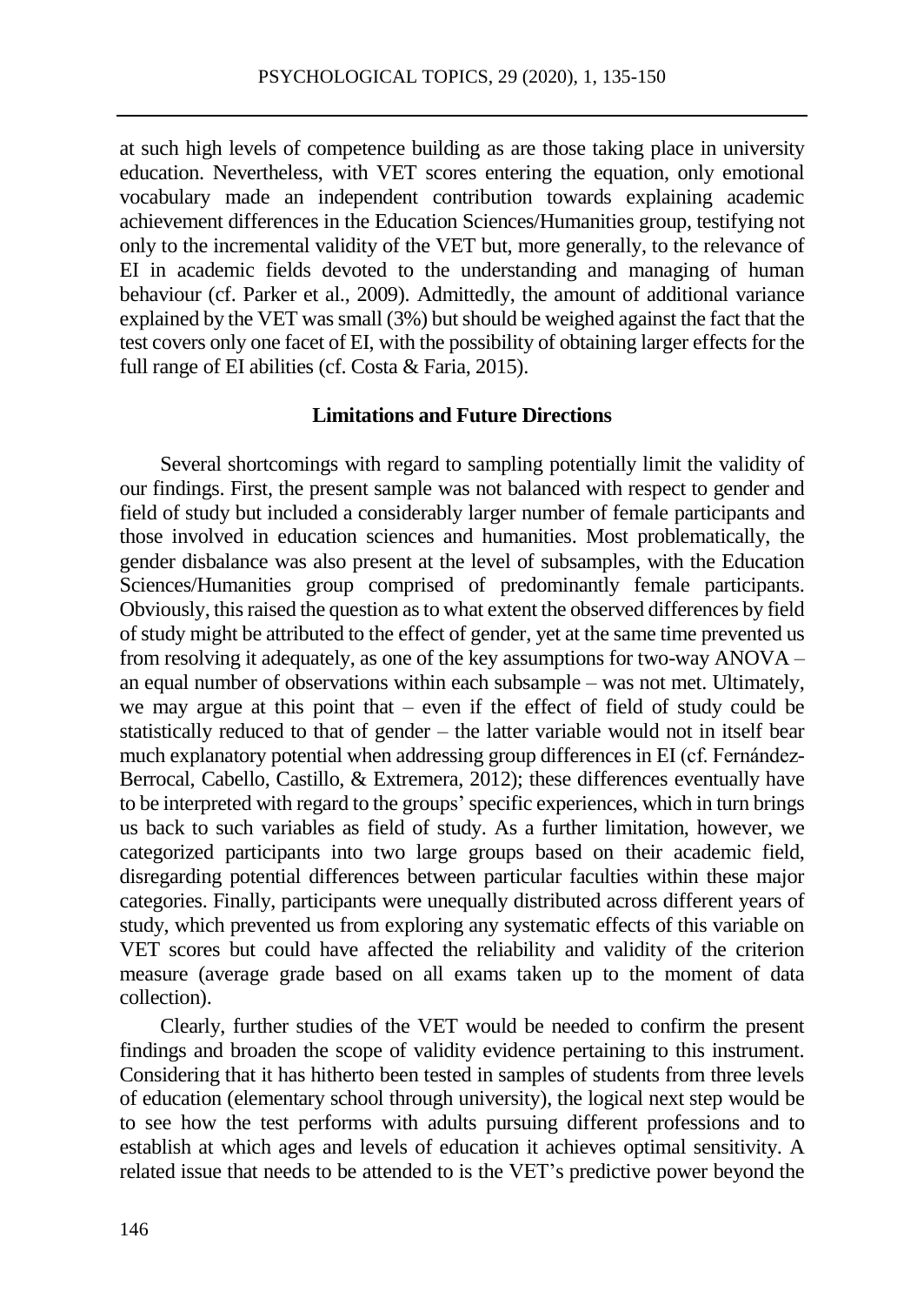at such high levels of competence building as are those taking place in university education. Nevertheless, with VET scores entering the equation, only emotional vocabulary made an independent contribution towards explaining academic achievement differences in the Education Sciences/Humanities group, testifying not only to the incremental validity of the VET but, more generally, to the relevance of EI in academic fields devoted to the understanding and managing of human behaviour (cf. Parker et al., 2009). Admittedly, the amount of additional variance explained by the VET was small (3%) but should be weighed against the fact that the test covers only one facet of EI, with the possibility of obtaining larger effects for the full range of EI abilities (cf. Costa & Faria, 2015).

## Limitations and Future Directions

Several shortcomings with regard to sampling potentially limit the validity of our findings. First, the present sample was not balanced with respect to gender and field of study but included a considerably larger number of female participants and those involved in education sciences and humanities. Most problematically, the gender disbalance was also present at the level of subsamples, with the Education Sciences/Humanities group comprised of predominantly female participants. Obviously, this raised the question as to what extent the observed differences by field of study might be attributed to the effect of gender, yet at the same time prevented us from resolving it adequately, as one of the key assumptions for two-way ANOVA – an equal number of observations within each subsample – was not met. Ultimately, we may argue at this point that – even if the effect of field of study could be statistically reduced to that of gender – the latter variable would not in itself bear much explanatory potential when addressing group differences in EI (cf. Fernández-Berrocal, Cabello, Castillo, & Extremera, 2012); these differences eventually have to be interpreted with regard to the groups' specific experiences, which in turn brings us back to such variables as field of study. As a further limitation, however, we categorized participants into two large groups based on their academic field, disregarding potential differences between particular faculties within these major categories. Finally, participants were unequally distributed across different years of study, which prevented us from exploring any systematic effects of this variable on VET scores but could have affected the reliability and validity of the criterion measure (average grade based on all exams taken up to the moment of data collection).

Clearly, further studies of the VET would be needed to confirm the present findings and broaden the scope of validity evidence pertaining to this instrument. Considering that it has hitherto been tested in samples of students from three levels of education (elementary school through university), the logical next step would be to see how the test performs with adults pursuing different professions and to establish at which ages and levels of education it achieves optimal sensitivity. A related issue that needs to be attended to is the VET's predictive power beyond the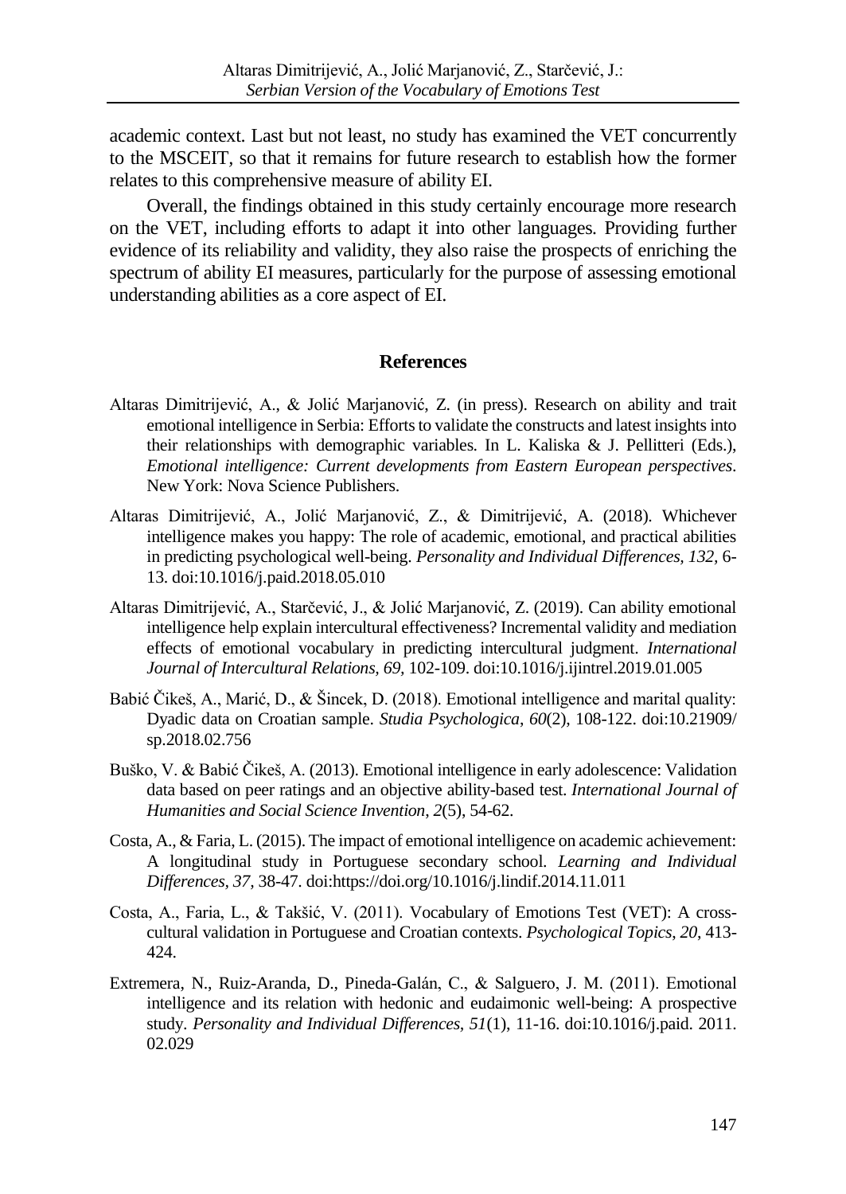academic context. Last but not least, no study has examined the VET concurrently to the MSCEIT, so that it remains for future research to establish how the former relates to this comprehensive measure of ability EI.

Overall, the findings obtained in this study certainly encourage more research on the VET, including efforts to adapt it into other languages. Providing further evidence of its reliability and validity, they also raise the prospects of enriching the spectrum of ability EI measures, particularly for the purpose of assessing emotional understanding abilities as a core aspect of EI.

## References

Altaras Dimitrijević, A., & Jolić Marjanović, Z. (in press). Research on ability and trait emotional intelligence in Serbia: Efforts to validate the constructs and latest insights into their relationships with demographic variables. In L. Kaliska & J. Pellitteri (Eds.), *Emotional intelligence: Current developments from Eastern European perspectives*. New York: Nova Science Publishers.

Altaras Dimitrijević, A., Jolić Marjanović, Z., & Dimitrijević, A. (2018). Whichever intelligence makes you happy: The role of academic, emotional, and practical abilities in predicting psychological well-being. *Personality and Individual Differences, 132,* 6-13. doi:10.1016/j.paid.2018.05.010

Altaras Dimitrijević, A., Starčević, J., & Jolić Marjanović, Z. (2019). Can ability emotional intelligence help explain intercultural effectiveness? Incremental validity and mediation effects of emotional vocabulary in predicting intercultural judgment. *International Journal of Intercultural Relations, 69,* 102-109. doi:10.1016/j.ijintrel.2019.01.005

Babić Čikeš, A., Marić, D., & Šincek, D. (2018). Emotional intelligence and marital quality: Dyadic data on Croatian sample. *Studia Psychologica*, *60*(2), 108-122. doi:10.21909/sp.2018.02.756

Buško, V. & Babić Čikeš, A. (2013). Emotional intelligence in early adolescence: Validation data based on peer ratings and an objective ability-based test. *International Journal of Humanities and Social Science Invention*, *2*(5), 54-62.

Costa, A., & Faria, L. (2015). The impact of emotional intelligence on academic achievement: A longitudinal study in Portuguese secondary school. *Learning and Individual Differences, 37,* 38-47. doi:https://doi.org/10.1016/j.lindif.2014.11.011

Costa, A., Faria, L., & Takšić, V. (2011). Vocabulary of Emotions Test (VET): A cross-cultural validation in Portuguese and Croatian contexts. *Psychological Topics*, *20*, 413-424.

Extremera, N., Ruiz-Aranda, D., Pineda-Galán, C., & Salguero, J. M. (2011). Emotional intelligence and its relation with hedonic and eudaimonic well-being: A prospective study. *Personality and Individual Differences, 51*(1), 11-16. doi:10.1016/j.paid. 2011.02.029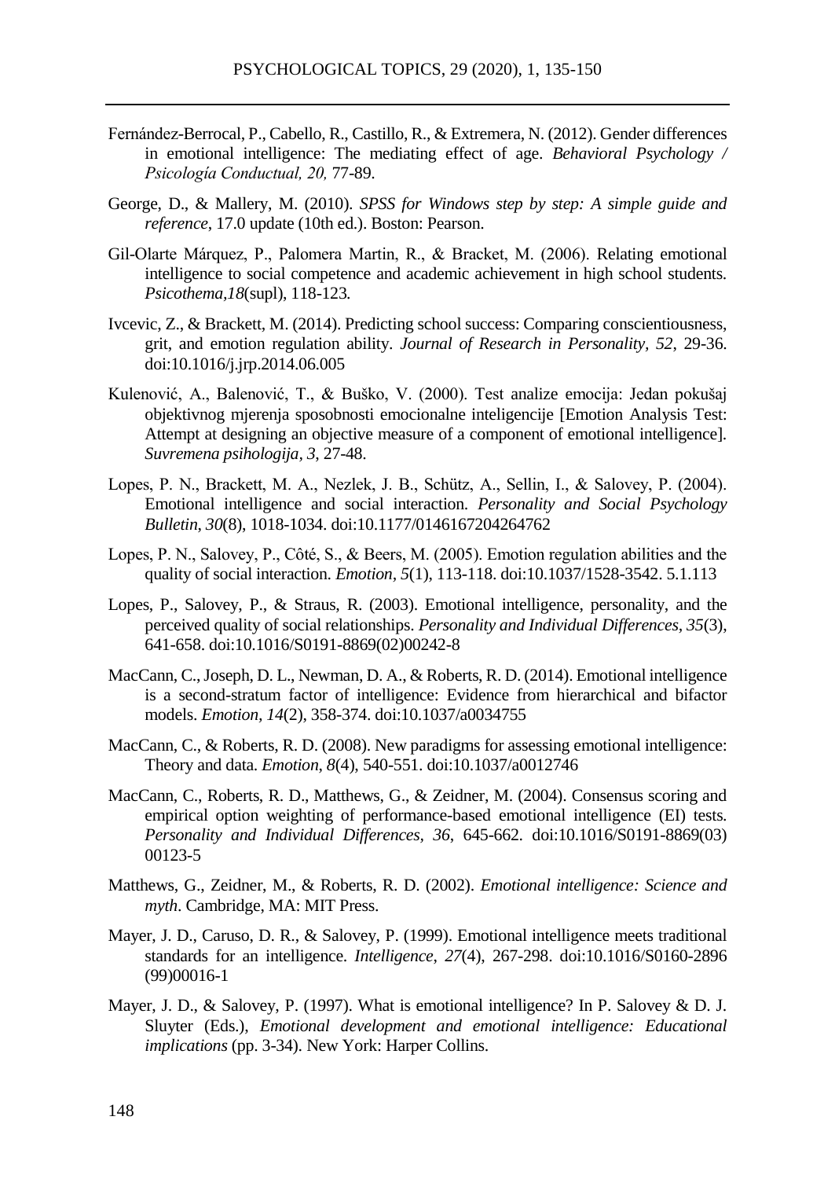Fernández-Berrocal, P., Cabello, R., Castillo, R., & Extremera, N. (2012). Gender differences in emotional intelligence: The mediating effect of age. *Behavioral Psychology / Psicología Conductual, 20,* 77-89.

George, D., & Mallery, M. (2010). *SPSS for Windows step by step: A simple guide and reference*, 17.0 update (10th ed.). Boston: Pearson.

Gil-Olarte Márquez, P., Palomera Martin, R., & Bracket, M. (2006). Relating emotional intelligence to social competence and academic achievement in high school students. *Psicothema,18*(supl), 118-123.

Ivcevic, Z., & Brackett, M. (2014). Predicting school success: Comparing conscientiousness, grit, and emotion regulation ability. *Journal of Research in Personality, 52*, 29-36. doi:10.1016/j.jrp.2014.06.005

Kulenović, A., Balenović, T., & Buško, V. (2000). Test analize emocija: Jedan pokušaj objektivnog mjerenja sposobnosti emocionalne inteligencije [Emotion Analysis Test: Attempt at designing an objective measure of a component of emotional intelligence]. *Suvremena psihologija, 3*, 27-48.

Lopes, P. N., Brackett, M. A., Nezlek, J. B., Schütz, A., Sellin, I., & Salovey, P. (2004). Emotional intelligence and social interaction. *Personality and Social Psychology Bulletin, 30*(8), 1018-1034. doi:10.1177/0146167204264762

Lopes, P. N., Salovey, P., Côté, S., & Beers, M. (2005). Emotion regulation abilities and the quality of social interaction. *Emotion, 5*(1), 113-118. doi:10.1037/1528-3542. 5.1.113

Lopes, P., Salovey, P., & Straus, R. (2003). Emotional intelligence, personality, and the perceived quality of social relationships. *Personality and Individual Differences, 35*(3), 641-658. doi:10.1016/S0191-8869(02)00242-8

MacCann, C., Joseph, D. L., Newman, D. A., & Roberts, R. D. (2014). Emotional intelligence is a second-stratum factor of intelligence: Evidence from hierarchical and bifactor models. *Emotion, 14*(2), 358-374. doi:10.1037/a0034755

MacCann, C., & Roberts, R. D. (2008). New paradigms for assessing emotional intelligence: Theory and data. *Emotion, 8*(4), 540-551. doi:10.1037/a0012746

MacCann, C., Roberts, R. D., Matthews, G., & Zeidner, M. (2004). Consensus scoring and empirical option weighting of performance-based emotional intelligence (EI) tests. *Personality and Individual Differences, 36*, 645-662. doi:10.1016/S0191-8869(03) 00123-5

Matthews, G., Zeidner, M., & Roberts, R. D. (2002). *Emotional intelligence: Science and myth*. Cambridge, MA: MIT Press.

Mayer, J. D., Caruso, D. R., & Salovey, P. (1999). Emotional intelligence meets traditional standards for an intelligence. *Intelligence*, *27*(4), 267-298. doi:10.1016/S0160-2896 (99)00016-1

Mayer, J. D., & Salovey, P. (1997). What is emotional intelligence? In P. Salovey & D. J. Sluyter (Eds.), *Emotional development and emotional intelligence: Educational implications* (pp. 3-34). New York: Harper Collins.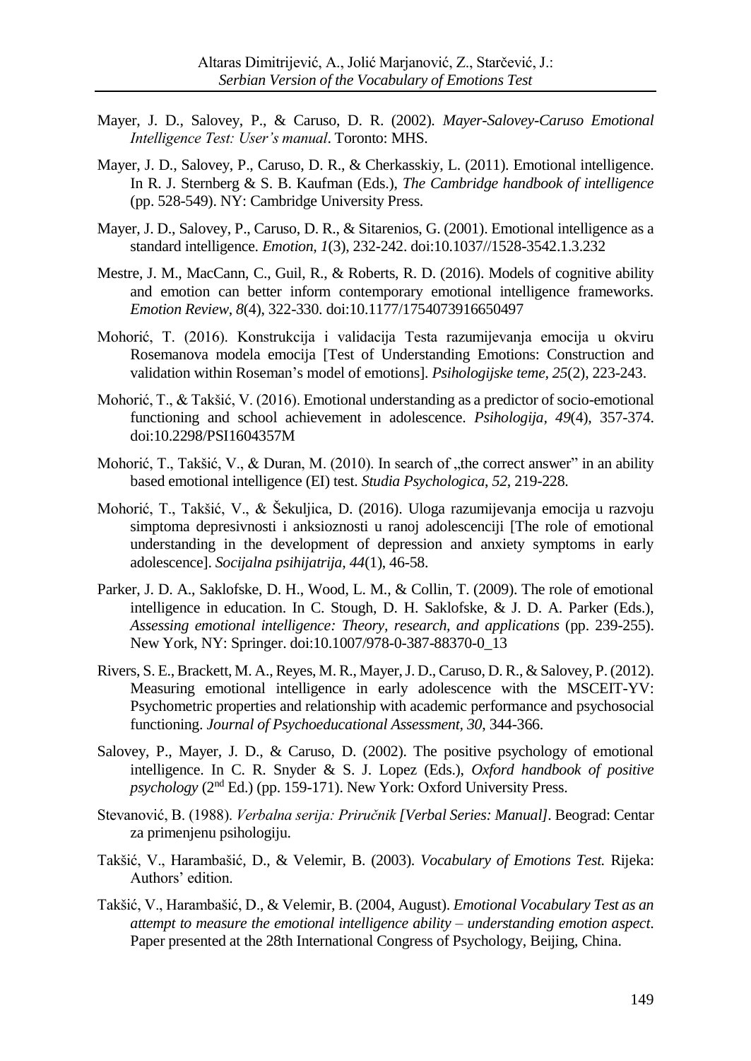Mayer, J. D., Salovey, P., & Caruso, D. R. (2002). *Mayer-Salovey-Caruso Emotional Intelligence Test: User's manual*. Toronto: MHS.

Mayer, J. D., Salovey, P., Caruso, D. R., & Cherkasskiy, L. (2011). Emotional intelligence. In R. J. Sternberg & S. B. Kaufman (Eds.), *The Cambridge handbook of intelligence* (pp. 528-549). NY: Cambridge University Press.

Mayer, J. D., Salovey, P., Caruso, D. R., & Sitarenios, G. (2001). Emotional intelligence as a standard intelligence. *Emotion, 1*(3), 232-242. doi:10.1037//1528-3542.1.3.232

Mestre, J. M., MacCann, C., Guil, R., & Roberts, R. D. (2016). Models of cognitive ability and emotion can better inform contemporary emotional intelligence frameworks. *Emotion Review*, *8*(4), 322-330. doi:10.1177/1754073916650497

Mohorić, T. (2016). Konstrukcija i validacija Testa razumijevanja emocija u okviru Rosemanova modela emocija [Test of Understanding Emotions: Construction and validation within Roseman's model of emotions]. *Psihologijske teme*, *25*(2), 223-243.

Mohorić, T., & Takšić, V. (2016). Emotional understanding as a predictor of socio-emotional functioning and school achievement in adolescence. *Psihologija*, *49*(4), 357-374. doi:10.2298/PSI1604357M

Mohorić, T., Takšić, V., & Duran, M. (2010). In search of „the correct answer" in an ability based emotional intelligence (EI) test. *Studia Psychologica*, *52*, 219-228.

Mohorić, T., Takšić, V., & Šekuljica, D. (2016). Uloga razumijevanja emocija u razvoju simptoma depresivnosti i anksioznosti u ranoj adolescenciji [The role of emotional understanding in the development of depression and anxiety symptoms in early adolescence]. *Socijalna psihijatrija*, *44*(1), 46-58.

Parker, J. D. A., Saklofske, D. H., Wood, L. M., & Collin, T. (2009). The role of emotional intelligence in education. In C. Stough, D. H. Saklofske, & J. D. A. Parker (Eds.), *Assessing emotional intelligence: Theory, research, and applications* (pp. 239-255). New York, NY: Springer. doi:10.1007/978-0-387-88370-0_13

Rivers, S. E., Brackett, M. A., Reyes, M. R., Mayer, J. D., Caruso, D. R., & Salovey, P. (2012). Measuring emotional intelligence in early adolescence with the MSCEIT-YV: Psychometric properties and relationship with academic performance and psychosocial functioning. *Journal of Psychoeducational Assessment, 30*, 344-366.

Salovey, P., Mayer, J. D., & Caruso, D. (2002). The positive psychology of emotional intelligence. In C. R. Snyder & S. J. Lopez (Eds.), *Oxford handbook of positive psychology* (2nd Ed.) (pp. 159-171). New York: Oxford University Press.

Stevanović, B. (1988). *Verbalna serija: Priručnik [Verbal Series: Manual]*. Beograd: Centar za primenjenu psihologiju.

Takšić, V., Harambašić, D., & Velemir, B. (2003). *Vocabulary of Emotions Test.* Rijeka: Authors' edition.

Takšić, V., Harambašić, D., & Velemir, B. (2004, August). *Emotional Vocabulary Test as an attempt to measure the emotional intelligence ability – understanding emotion aspect*. Paper presented at the 28th International Congress of Psychology, Beijing, China.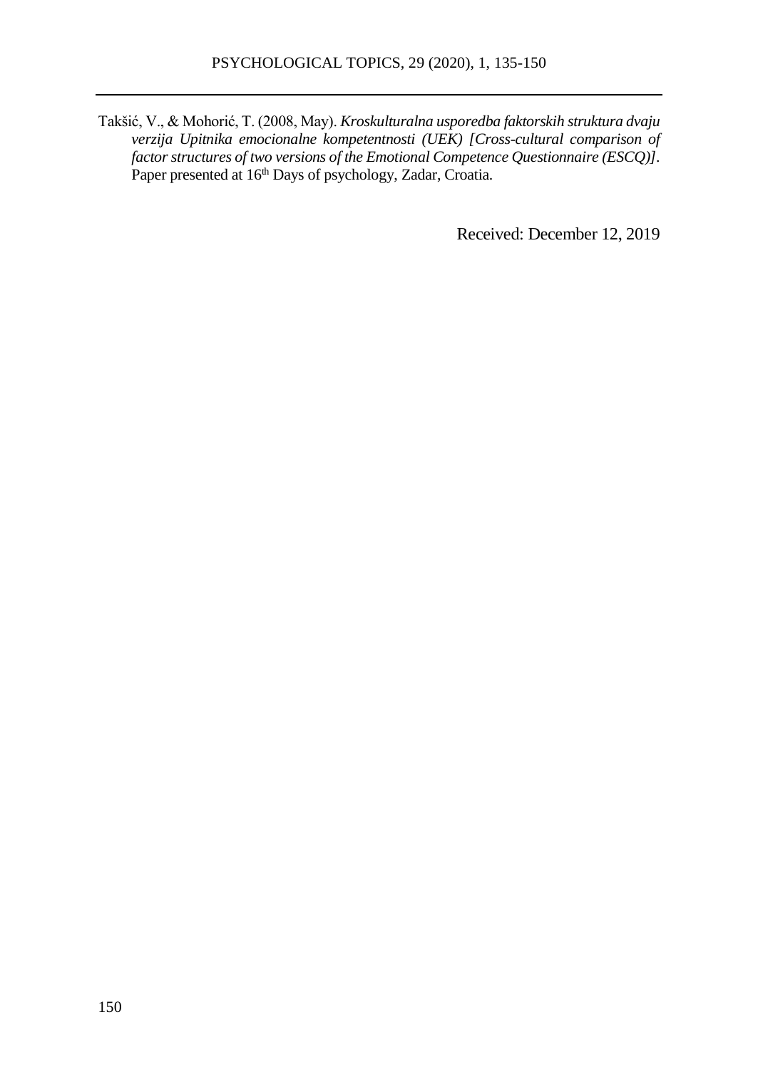Takšić, V., & Mohorić, T. (2008, May). *Kroskulturalna usporedba faktorskih struktura dvaju verzija Upitnika emocionalne kompetentnosti (UEK) [Cross-cultural comparison of factor structures of two versions of the Emotional Competence Questionnaire (ESCQ)]*. Paper presented at 16th Days of psychology, Zadar, Croatia.

Received: December 12, 2019